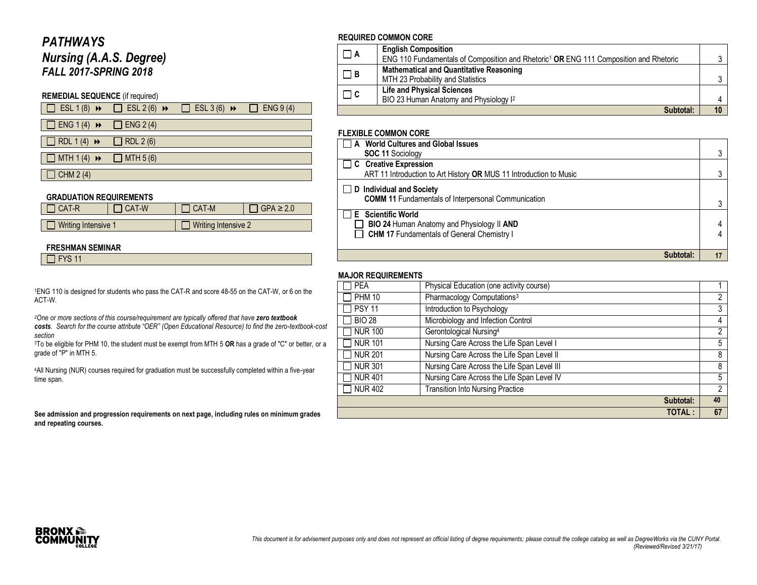# *PATHWAYS*
## *Nursing (A.A.S. Degree)*
### *FALL 2017-SPRING 2018*

**REMEDIAL SEQUENCE** (if required)

| | | | |
|---|---|---|---|
| ☐ ESL 1 (8) ⏩ | ☐ ESL 2 (6) ⏩ | ☐ ESL 3 (6) ⏩ | ☐ ENG 9 (4) |

☐ ENG 1 (4) ⏩ ☐ ENG 2 (4)

☐ RDL 1 (4) ⏩ ☐ RDL 2 (6)

☐ MTH 1 (4) ⏩ ☐ MTH 5 (6)

☐ CHM 2 (4)

**GRADUATION REQUIREMENTS**

| | | | |
|---|---|---|---|
| ☐ CAT-R | ☐ CAT-W | ☐ CAT-M | ☐ GPA ≥ 2.0 |

| | |
|---|---|
| ☐ Writing Intensive 1 | ☐ Writing Intensive 2 |

**FRESHMAN SEMINAR**

☐ FYS 11

[1]ENG 110 is designed for students who pass the CAT-R and score 48-55 on the CAT-W, or 6 on the ACT-W.

[2]*One or more sections of this course/requirement are typically offered that have **zero textbook costs**. Search for the course attribute "OER" (Open Educational Resource) to find the zero-textbook-cost section*

[3]To be eligible for PHM 10, the student must be exempt from MTH 5 **OR** has a grade of "C" or better, or a grade of "P" in MTH 5.

[4]All Nursing (NUR) courses required for graduation must be successfully completed within a five-year time span.

**See admission and progression requirements on next page, including rules on minimum grades and repeating courses.**

**REQUIRED COMMON CORE**

| | | |
|---|---|---|
| ☐ **A** | **English Composition**<br>ENG 110 Fundamentals of Composition and Rhetoric[1] **OR** ENG 111 Composition and Rhetoric | 3 |
| ☐ **B** | **Mathematical and Quantitative Reasoning**<br>MTH 23 Probability and Statistics | 3 |
| ☐ **C** | **Life and Physical Sciences**<br>BIO 23 Human Anatomy and Physiology I[2] | 4 |
| | **Subtotal:** | **10** |

**FLEXIBLE COMMON CORE**

| | |
|---|---|
| ☐ **A World Cultures and Global Issues**<br>**SOC 11** Sociology | 3 |
| ☐ **C Creative Expression**<br>ART 11 Introduction to Art History **OR** MUS 11 Introduction to Music | 3 |
| ☐ **D Individual and Society**<br>**COMM 11** Fundamentals of Interpersonal Communication | 3 |
| ☐ **E Scientific World**<br>☐ **BIO 24** Human Anatomy and Physiology II **AND**<br>☐ **CHM 17** Fundamentals of General Chemistry I | 4<br>4 |
| **Subtotal:** | **17** |

**MAJOR REQUIREMENTS**

| | | |
|---|---|---|
| ☐ PEA | Physical Education (one activity course) | 1 |
| ☐ PHM 10 | Pharmacology Computations[3] | 2 |
| ☐ PSY 11 | Introduction to Psychology | 3 |
| ☐ BIO 28 | Microbiology and Infection Control | 4 |
| ☐ NUR 100 | Gerontological Nursing[4] | 2 |
| ☐ NUR 101 | Nursing Care Across the Life Span Level I | 5 |
| ☐ NUR 201 | Nursing Care Across the Life Span Level II | 8 |
| ☐ NUR 301 | Nursing Care Across the Life Span Level III | 8 |
| ☐ NUR 401 | Nursing Care Across the Life Span Level IV | 5 |
| ☐ NUR 402 | Transition Into Nursing Practice | 2 |
| | **Subtotal:** | **40** |
| | **TOTAL :** | **67** |

*This document is for advisement purposes only and does not represent an official listing of degree requirements; please consult the college catalog as well as DegreeWorks via the CUNY Portal. (Reviewed/Revised 3/21/17)*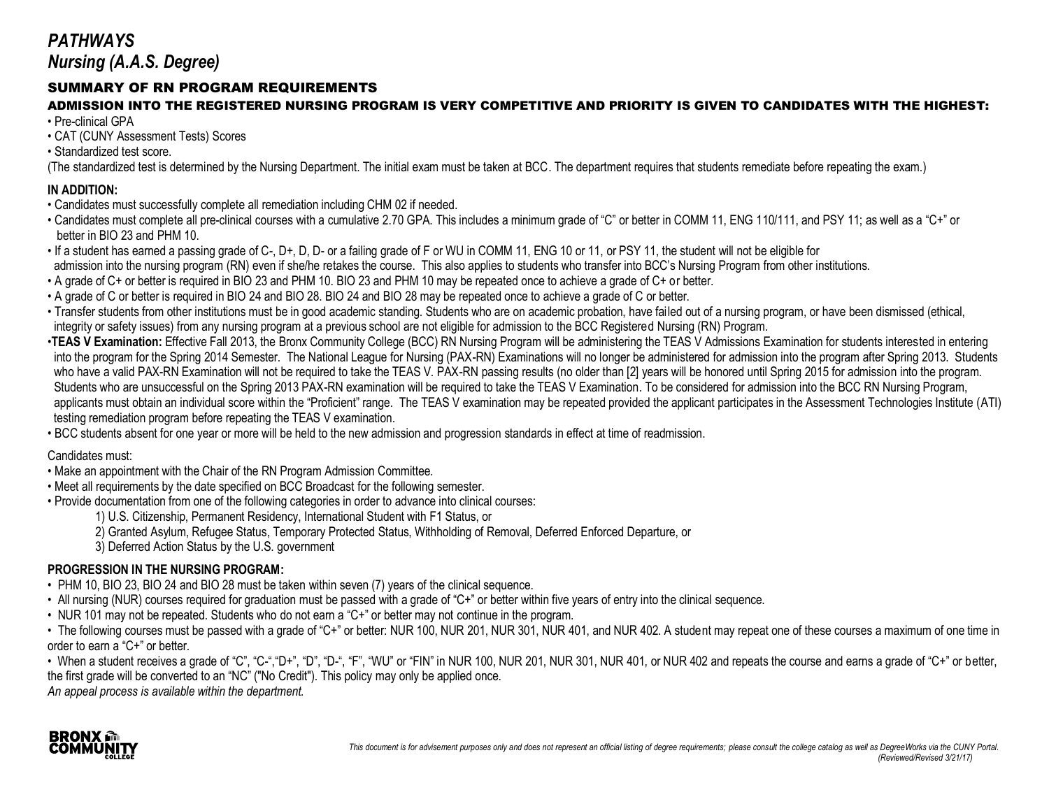# *PATHWAYS*
# *Nursing (A.A.S. Degree)*

## SUMMARY OF RN PROGRAM REQUIREMENTS

### ADMISSION INTO THE REGISTERED NURSING PROGRAM IS VERY COMPETITIVE AND PRIORITY IS GIVEN TO CANDIDATES WITH THE HIGHEST:

- Pre-clinical GPA
- CAT (CUNY Assessment Tests) Scores
- Standardized test score.

(The standardized test is determined by the Nursing Department. The initial exam must be taken at BCC. The department requires that students remediate before repeating the exam.)

**IN ADDITION:**

- Candidates must successfully complete all remediation including CHM 02 if needed.
- Candidates must complete all pre-clinical courses with a cumulative 2.70 GPA. This includes a minimum grade of "C" or better in COMM 11, ENG 110/111, and PSY 11; as well as a "C+" or better in BIO 23 and PHM 10.
- If a student has earned a passing grade of C-, D+, D, D- or a failing grade of F or WU in COMM 11, ENG 10 or 11, or PSY 11, the student will not be eligible for admission into the nursing program (RN) even if she/he retakes the course. This also applies to students who transfer into BCC's Nursing Program from other institutions.
- A grade of C+ or better is required in BIO 23 and PHM 10. BIO 23 and PHM 10 may be repeated once to achieve a grade of C+ or better.
- A grade of C or better is required in BIO 24 and BIO 28. BIO 24 and BIO 28 may be repeated once to achieve a grade of C or better.
- Transfer students from other institutions must be in good academic standing. Students who are on academic probation, have failed out of a nursing program, or have been dismissed (ethical, integrity or safety issues) from any nursing program at a previous school are not eligible for admission to the BCC Registered Nursing (RN) Program.
- **TEAS V Examination:** Effective Fall 2013, the Bronx Community College (BCC) RN Nursing Program will be administering the TEAS V Admissions Examination for students interested in entering into the program for the Spring 2014 Semester. The National League for Nursing (PAX-RN) Examinations will no longer be administered for admission into the program after Spring 2013. Students who have a valid PAX-RN Examination will not be required to take the TEAS V. PAX-RN passing results (no older than [2] years will be honored until Spring 2015 for admission into the program. Students who are unsuccessful on the Spring 2013 PAX-RN examination will be required to take the TEAS V Examination. To be considered for admission into the BCC RN Nursing Program, applicants must obtain an individual score within the "Proficient" range. The TEAS V examination may be repeated provided the applicant participates in the Assessment Technologies Institute (ATI) testing remediation program before repeating the TEAS V examination.
- BCC students absent for one year or more will be held to the new admission and progression standards in effect at time of readmission.

Candidates must:

- Make an appointment with the Chair of the RN Program Admission Committee.
- Meet all requirements by the date specified on BCC Broadcast for the following semester.
- Provide documentation from one of the following categories in order to advance into clinical courses:
  1) U.S. Citizenship, Permanent Residency, International Student with F1 Status, or
  2) Granted Asylum, Refugee Status, Temporary Protected Status, Withholding of Removal, Deferred Enforced Departure, or
  3) Deferred Action Status by the U.S. government

**PROGRESSION IN THE NURSING PROGRAM:**

- PHM 10, BIO 23, BIO 24 and BIO 28 must be taken within seven (7) years of the clinical sequence.
- All nursing (NUR) courses required for graduation must be passed with a grade of "C+" or better within five years of entry into the clinical sequence.
- NUR 101 may not be repeated. Students who do not earn a "C+" or better may not continue in the program.
- The following courses must be passed with a grade of "C+" or better: NUR 100, NUR 201, NUR 301, NUR 401, and NUR 402. A student may repeat one of these courses a maximum of one time in order to earn a "C+" or better.
- When a student receives a grade of "C", "C-","D+", "D", "D-", "F", "WU" or "FIN" in NUR 100, NUR 201, NUR 301, NUR 401, or NUR 402 and repeats the course and earns a grade of "C+" or better, the first grade will be converted to an "NC" ("No Credit"). This policy may only be applied once.

*An appeal process is available within the department.*

*This document is for advisement purposes only and does not represent an official listing of degree requirements; please consult the college catalog as well as DegreeWorks via the CUNY Portal. (Reviewed/Revised 3/21/17)*